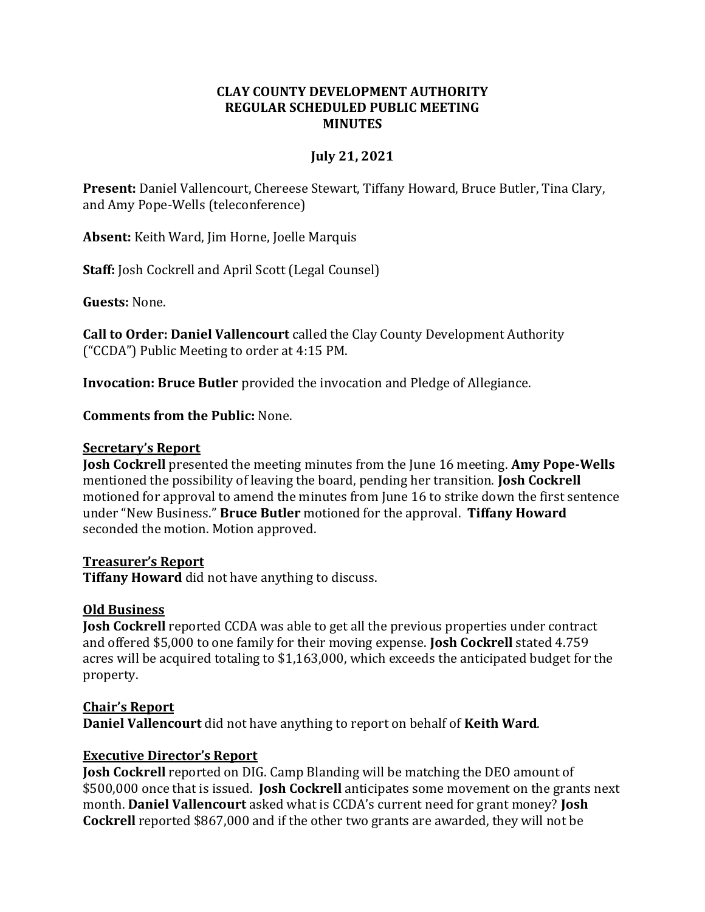# CLAY COUNTY DEVELOPMENT AUTHORITY
## REGULAR SCHEDULED PUBLIC MEETING
## MINUTES

## July 21, 2021

**Present:** Daniel Vallencourt, Chereese Stewart, Tiffany Howard, Bruce Butler, Tina Clary, and Amy Pope-Wells (teleconference)

**Absent:** Keith Ward, Jim Horne, Joelle Marquis

**Staff:** Josh Cockrell and April Scott (Legal Counsel)

**Guests:** None.

**Call to Order: Daniel Vallencourt** called the Clay County Development Authority ("CCDA") Public Meeting to order at 4:15 PM.

**Invocation: Bruce Butler** provided the invocation and Pledge of Allegiance.

**Comments from the Public:** None.

### Secretary's Report

**Josh Cockrell** presented the meeting minutes from the June 16 meeting. **Amy Pope-Wells** mentioned the possibility of leaving the board, pending her transition. **Josh Cockrell** motioned for approval to amend the minutes from June 16 to strike down the first sentence under "New Business." **Bruce Butler** motioned for the approval. **Tiffany Howard** seconded the motion. Motion approved.

### Treasurer's Report

**Tiffany Howard** did not have anything to discuss.

### Old Business

**Josh Cockrell** reported CCDA was able to get all the previous properties under contract and offered $5,000 to one family for their moving expense. **Josh Cockrell** stated 4.759 acres will be acquired totaling to $1,163,000, which exceeds the anticipated budget for the property.

### Chair's Report

**Daniel Vallencourt** did not have anything to report on behalf of **Keith Ward**.

### Executive Director's Report

**Josh Cockrell** reported on DIG. Camp Blanding will be matching the DEO amount of $500,000 once that is issued. **Josh Cockrell** anticipates some movement on the grants next month. **Daniel Vallencourt** asked what is CCDA's current need for grant money? **Josh Cockrell** reported $867,000 and if the other two grants are awarded, they will not be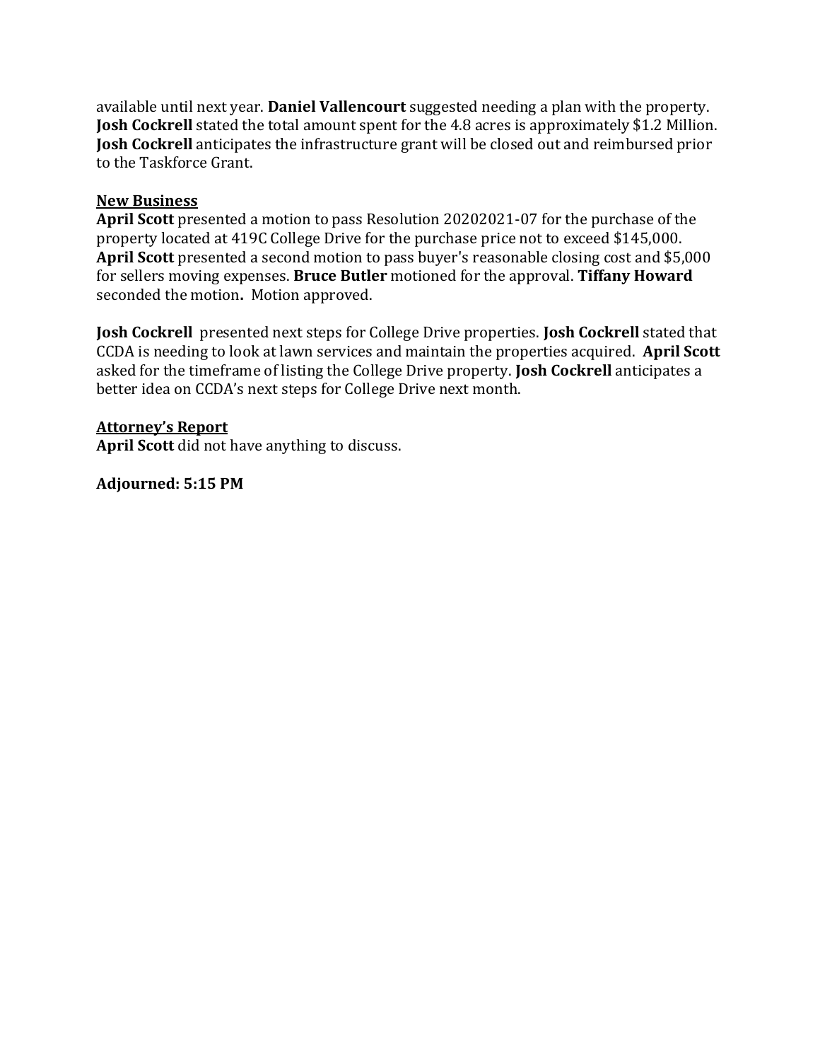available until next year. **Daniel Vallencourt** suggested needing a plan with the property. **Josh Cockrell** stated the total amount spent for the 4.8 acres is approximately $1.2 Million. **Josh Cockrell** anticipates the infrastructure grant will be closed out and reimbursed prior to the Taskforce Grant.

<u>**New Business**</u>

**April Scott** presented a motion to pass Resolution 20202021-07 for the purchase of the property located at 419C College Drive for the purchase price not to exceed $145,000. **April Scott** presented a second motion to pass buyer's reasonable closing cost and $5,000 for sellers moving expenses. **Bruce Butler** motioned for the approval. **Tiffany Howard** seconded the motion**.** Motion approved.

**Josh Cockrell** presented next steps for College Drive properties. **Josh Cockrell** stated that CCDA is needing to look at lawn services and maintain the properties acquired. **April Scott** asked for the timeframe of listing the College Drive property. **Josh Cockrell** anticipates a better idea on CCDA's next steps for College Drive next month.

<u>**Attorney's Report**</u>

**April Scott** did not have anything to discuss.

**Adjourned: 5:15 PM**